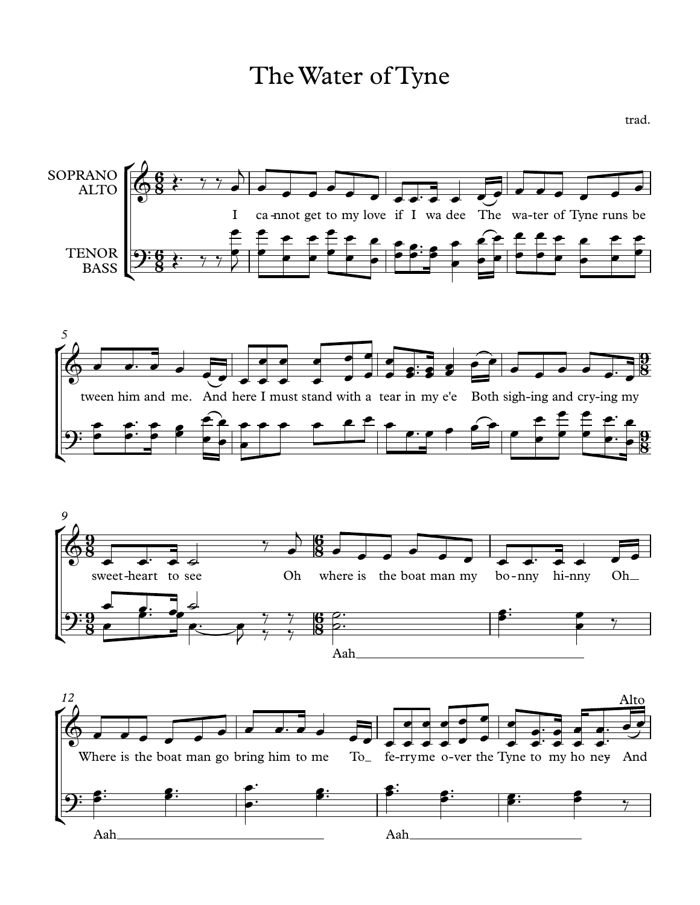# The Water of Tyne

trad.

SOPRANO
ALTO

TENOR
BASS

I ca-nnot get to my love if I wa dee The wa-ter of Tyne runs be

tween him and me. And here I must stand with a tear in my e'e Both sigh-ing and cry-ing my

sweet-heart to see Oh where is the boat man my bo-nny hi-nny Oh

Aah

Where is the boat man go bring him to me To fe-rry me o-ver the Tyne to my ho ney And

Alto

Aah

Aah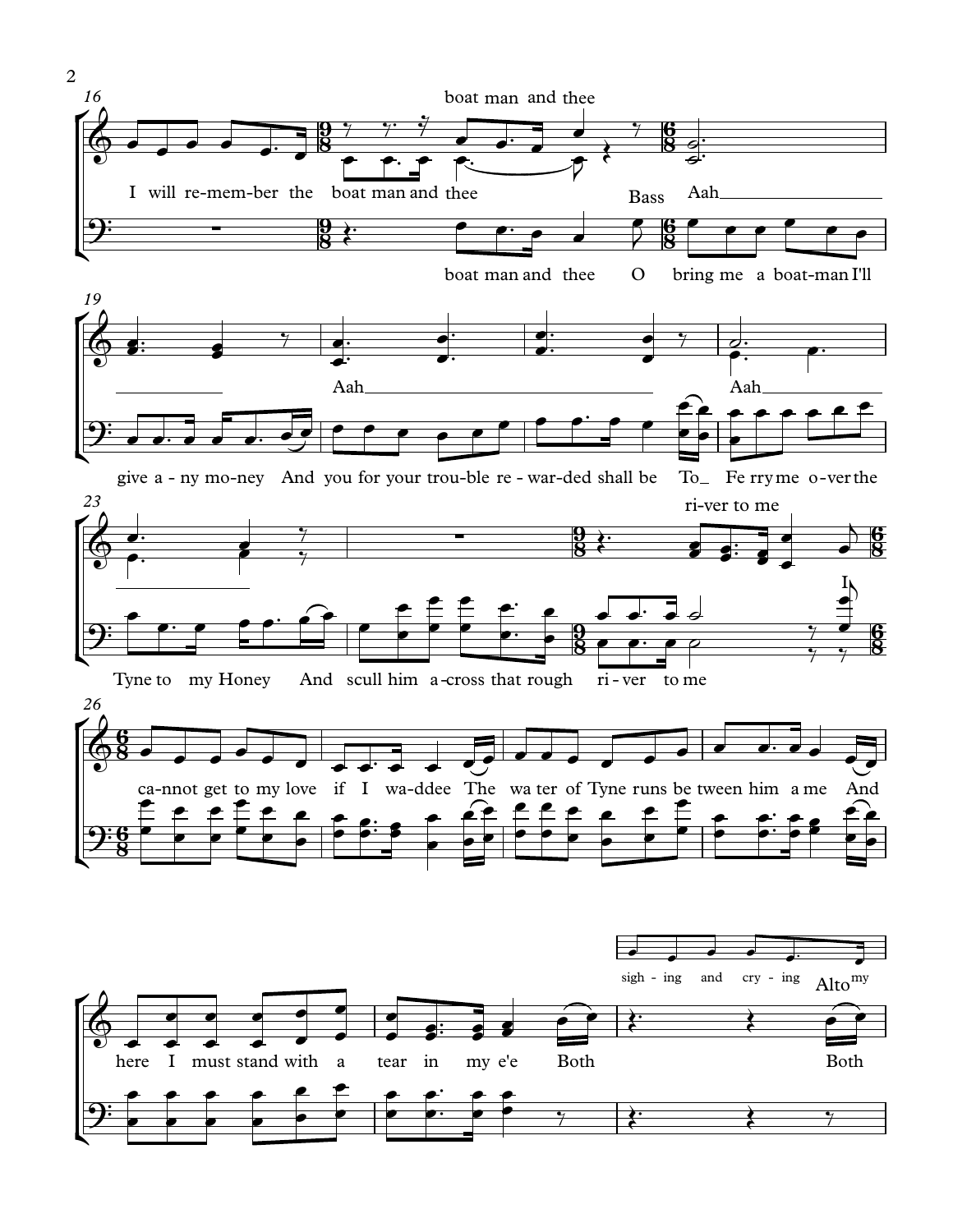boat man and thee

I will re-mem-ber the boat man and thee

Bass Aah

boat man and thee O bring me a boat-man I'll

Aah

Aah

give a - ny mo-ney And you for your trou-ble re - war-ded shall be To_ Fe rry me o-ver the

ri-ver to me

I

Tyne to my Honey And scull him a-cross that rough ri - ver to me

ca-nnot get to my love if I wa-ddee The wa ter of Tyne runs be tween him a me And

sigh - ing and cry - ing my

Alto

here I must stand with a tear in my e'e Both Both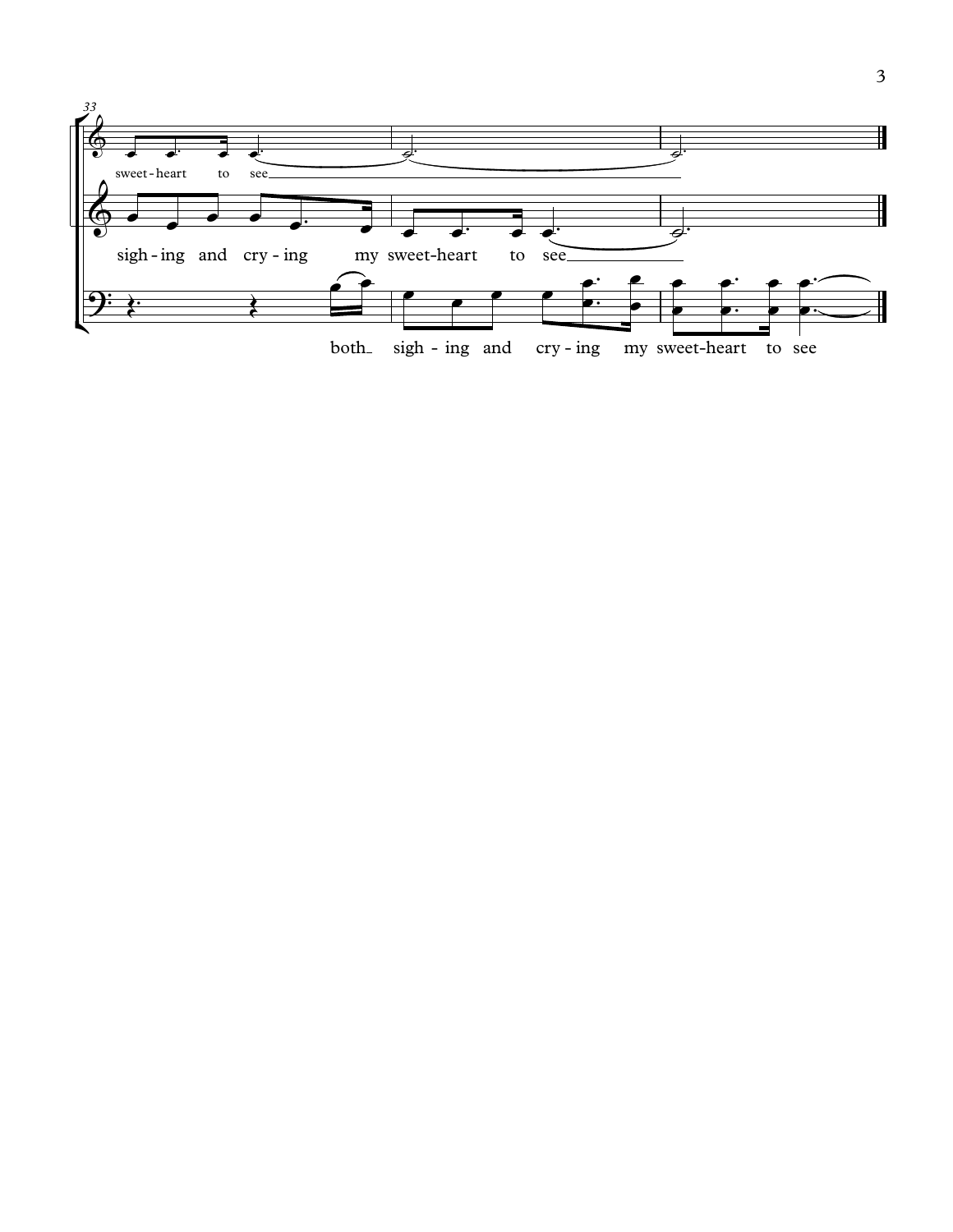33

sweet-heart to see

sigh-ing and cry-ing my sweet-heart to see

both sigh-ing and cry-ing my sweet-heart to see